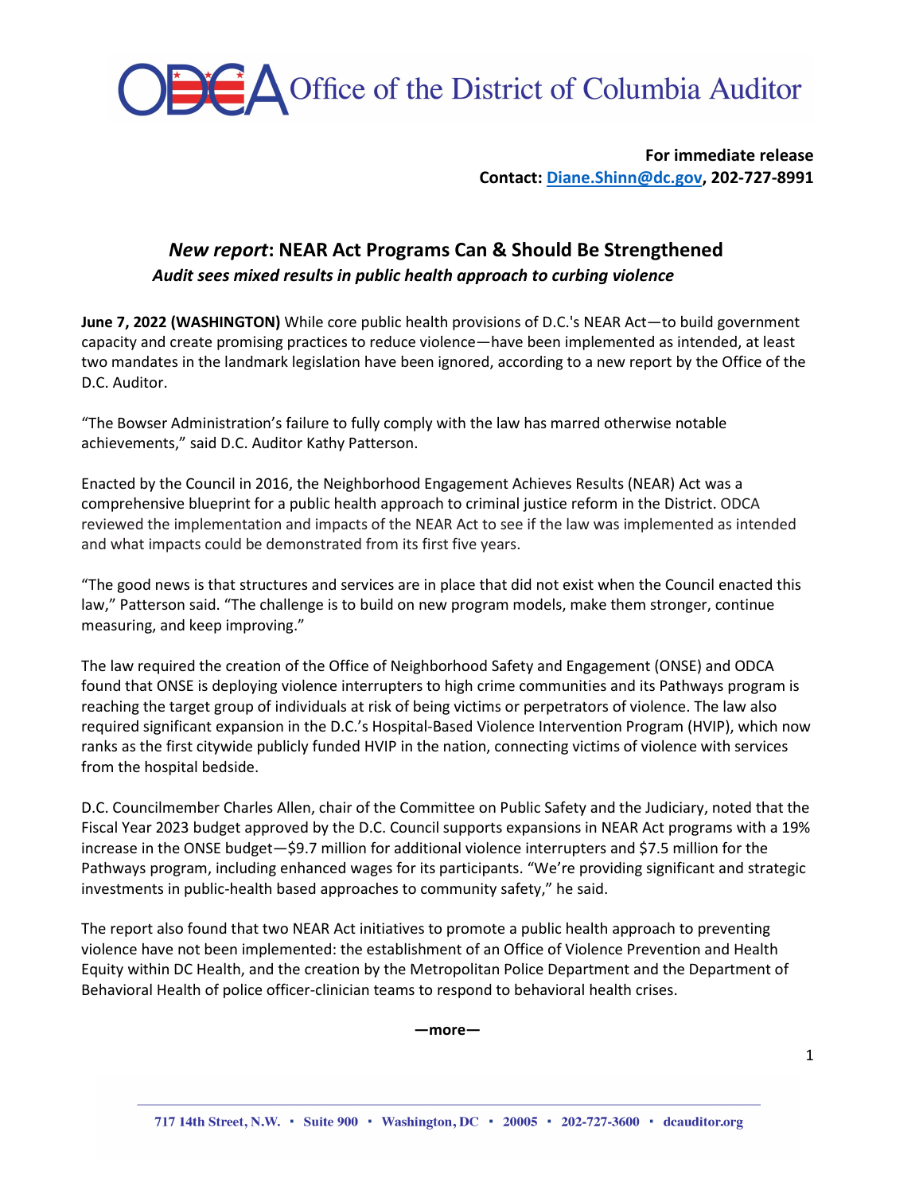# Office of the District of Columbia Auditor

**For immediate release**
**Contact: [Diane.Shinn@dc.gov](mailto:Diane.Shinn@dc.gov), 202-727-8991**

## *New report*: NEAR Act Programs Can & Should Be Strengthened

### *Audit sees mixed results in public health approach to curbing violence*

**June 7, 2022 (WASHINGTON)** While core public health provisions of D.C.'s NEAR Act—to build government capacity and create promising practices to reduce violence—have been implemented as intended, at least two mandates in the landmark legislation have been ignored, according to a new report by the Office of the D.C. Auditor.

"The Bowser Administration's failure to fully comply with the law has marred otherwise notable achievements," said D.C. Auditor Kathy Patterson.

Enacted by the Council in 2016, the Neighborhood Engagement Achieves Results (NEAR) Act was a comprehensive blueprint for a public health approach to criminal justice reform in the District. ODCA reviewed the implementation and impacts of the NEAR Act to see if the law was implemented as intended and what impacts could be demonstrated from its first five years.

"The good news is that structures and services are in place that did not exist when the Council enacted this law," Patterson said. "The challenge is to build on new program models, make them stronger, continue measuring, and keep improving."

The law required the creation of the Office of Neighborhood Safety and Engagement (ONSE) and ODCA found that ONSE is deploying violence interrupters to high crime communities and its Pathways program is reaching the target group of individuals at risk of being victims or perpetrators of violence. The law also required significant expansion in the D.C.'s Hospital-Based Violence Intervention Program (HVIP), which now ranks as the first citywide publicly funded HVIP in the nation, connecting victims of violence with services from the hospital bedside.

D.C. Councilmember Charles Allen, chair of the Committee on Public Safety and the Judiciary, noted that the Fiscal Year 2023 budget approved by the D.C. Council supports expansions in NEAR Act programs with a 19% increase in the ONSE budget—$9.7 million for additional violence interrupters and $7.5 million for the Pathways program, including enhanced wages for its participants. "We're providing significant and strategic investments in public-health based approaches to community safety," he said.

The report also found that two NEAR Act initiatives to promote a public health approach to preventing violence have not been implemented: the establishment of an Office of Violence Prevention and Health Equity within DC Health, and the creation by the Metropolitan Police Department and the Department of Behavioral Health of police officer-clinician teams to respond to behavioral health crises.

**—more—**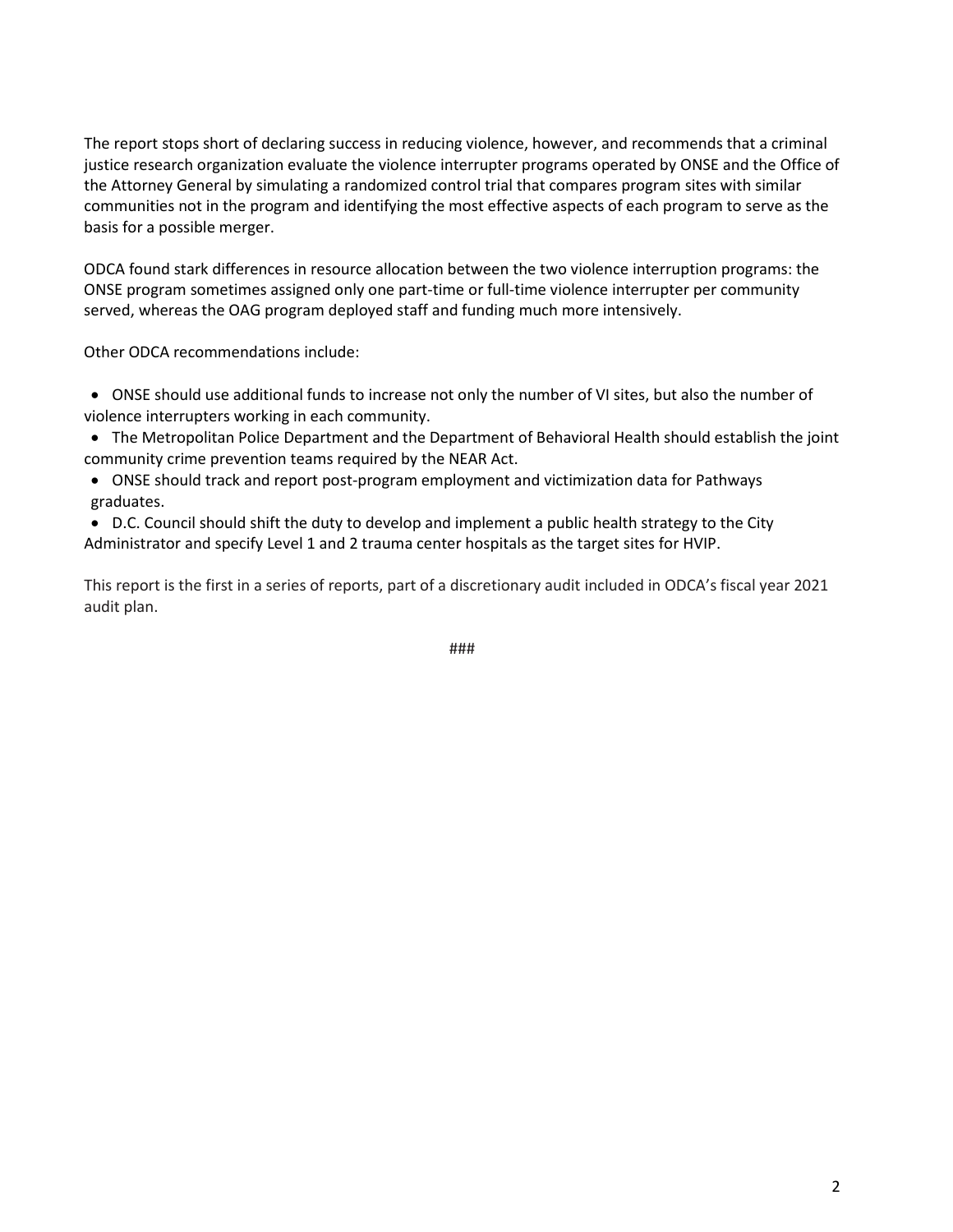The report stops short of declaring success in reducing violence, however, and recommends that a criminal justice research organization evaluate the violence interrupter programs operated by ONSE and the Office of the Attorney General by simulating a randomized control trial that compares program sites with similar communities not in the program and identifying the most effective aspects of each program to serve as the basis for a possible merger.

ODCA found stark differences in resource allocation between the two violence interruption programs: the ONSE program sometimes assigned only one part-time or full-time violence interrupter per community served, whereas the OAG program deployed staff and funding much more intensively.

Other ODCA recommendations include:

- ONSE should use additional funds to increase not only the number of VI sites, but also the number of violence interrupters working in each community.
- The Metropolitan Police Department and the Department of Behavioral Health should establish the joint community crime prevention teams required by the NEAR Act.
- ONSE should track and report post-program employment and victimization data for Pathways graduates.
- D.C. Council should shift the duty to develop and implement a public health strategy to the City Administrator and specify Level 1 and 2 trauma center hospitals as the target sites for HVIP.

This report is the first in a series of reports, part of a discretionary audit included in ODCA's fiscal year 2021 audit plan.

###